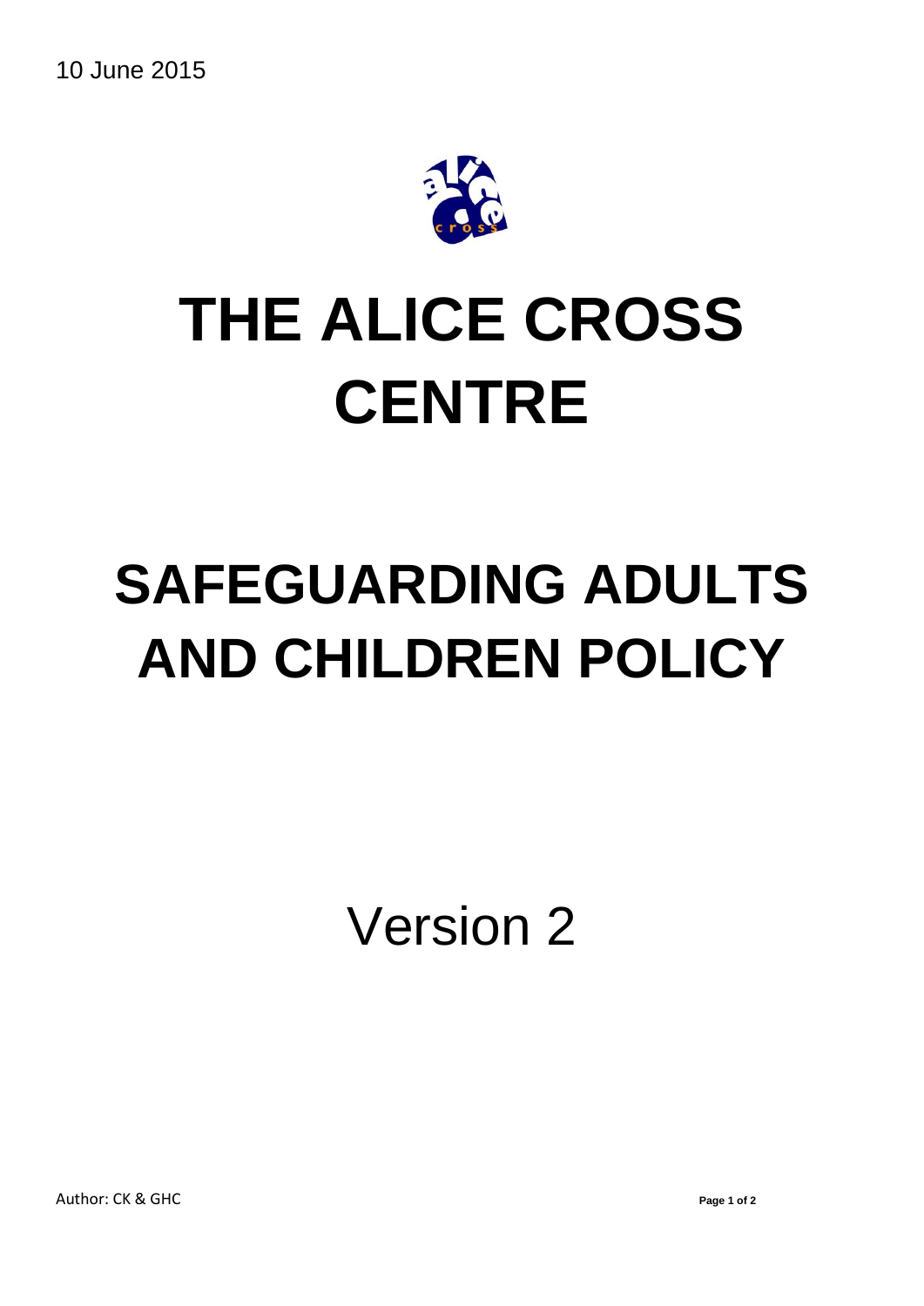10 June 2015

# THE ALICE CROSS CENTRE

# SAFEGUARDING ADULTS AND CHILDREN POLICY

Version 2

Author: CK & GHC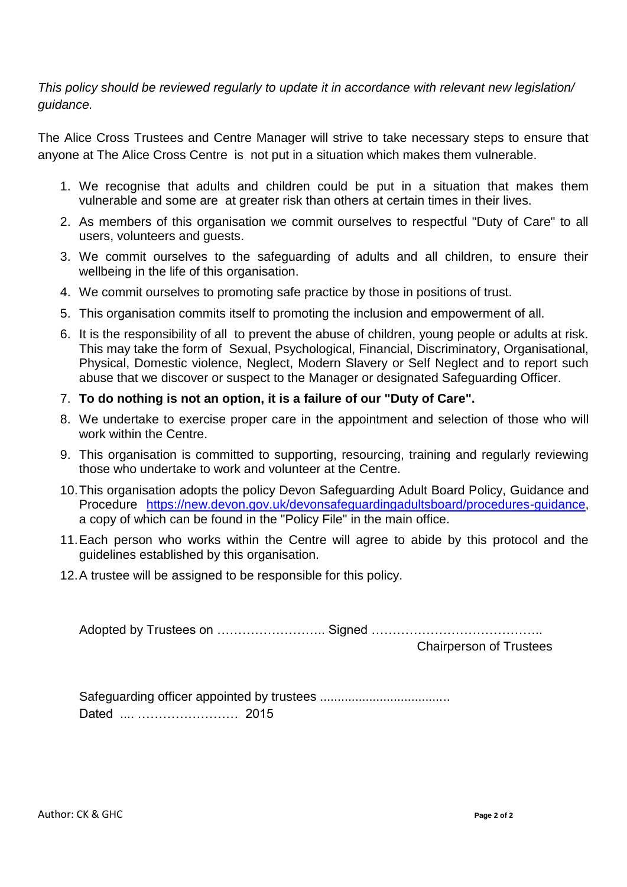*This policy should be reviewed regularly to update it in accordance with relevant new legislation/ guidance.*

The Alice Cross Trustees and Centre Manager will strive to take necessary steps to ensure that anyone at The Alice Cross Centre is not put in a situation which makes them vulnerable.

1. We recognise that adults and children could be put in a situation that makes them vulnerable and some are at greater risk than others at certain times in their lives.
2. As members of this organisation we commit ourselves to respectful "Duty of Care" to all users, volunteers and guests.
3. We commit ourselves to the safeguarding of adults and all children, to ensure their wellbeing in the life of this organisation.
4. We commit ourselves to promoting safe practice by those in positions of trust.
5. This organisation commits itself to promoting the inclusion and empowerment of all.
6. It is the responsibility of all to prevent the abuse of children, young people or adults at risk. This may take the form of Sexual, Psychological, Financial, Discriminatory, Organisational, Physical, Domestic violence, Neglect, Modern Slavery or Self Neglect and to report such abuse that we discover or suspect to the Manager or designated Safeguarding Officer.
7. **To do nothing is not an option, it is a failure of our "Duty of Care".**
8. We undertake to exercise proper care in the appointment and selection of those who will work within the Centre.
9. This organisation is committed to supporting, resourcing, training and regularly reviewing those who undertake to work and volunteer at the Centre.
10. This organisation adopts the policy Devon Safeguarding Adult Board Policy, Guidance and Procedure https://new.devon.gov.uk/devonsafeguardingadultsboard/procedures-guidance, a copy of which can be found in the "Policy File" in the main office.
11. Each person who works within the Centre will agree to abide by this protocol and the guidelines established by this organisation.
12. A trustee will be assigned to be responsible for this policy.

Adopted by Trustees on …………………….. Signed …………………………………..

Chairperson of Trustees

Safeguarding officer appointed by trustees ....................................

Dated .... …………………… 2015

Author: CK & GHC